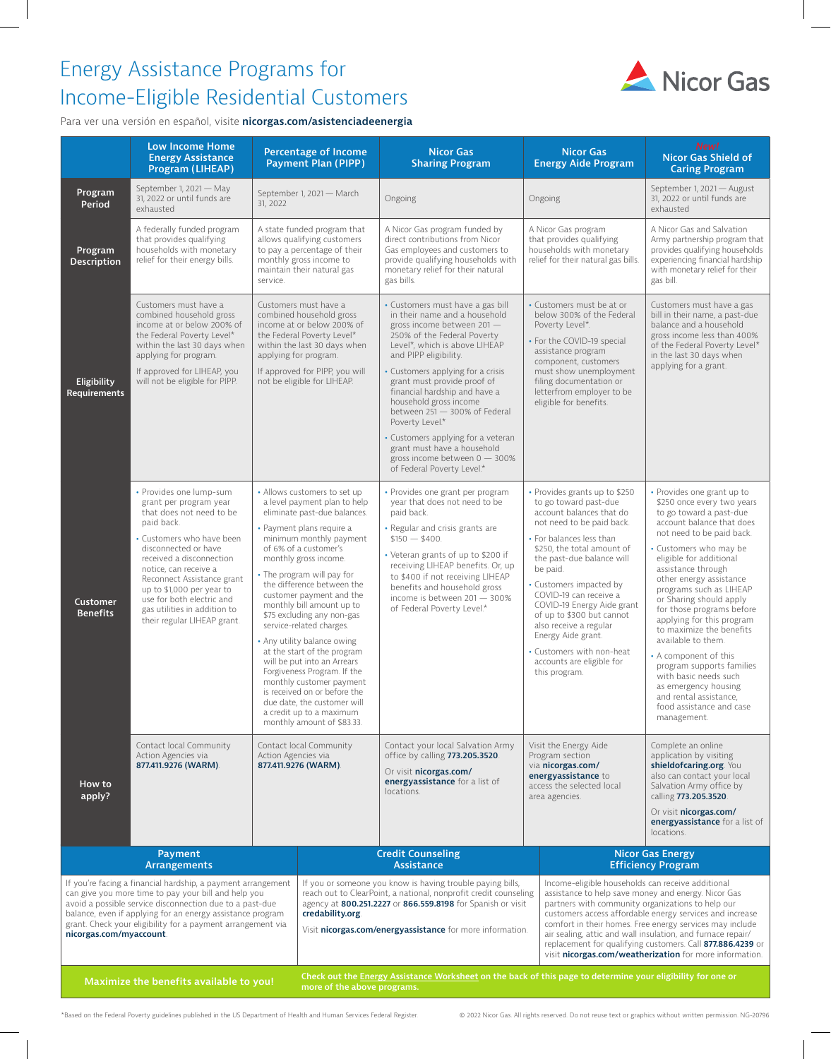# Energy Assistance Programs for Income-Eligible Residential Customers

Nicor Gas

Para ver una versión en español, visite **nicorgas.com/asistenciadeenergia**

| | Low Income Home Energy Assistance Program (LIHEAP) | Percentage of Income Payment Plan (PIPP) | Nicor Gas Sharing Program | Nicor Gas Energy Aide Program | *New!* Nicor Gas Shield of Caring Program |
|---|---|---|---|---|---|
| **Program Period** | September 1, 2021 — May 31, 2022 or until funds are exhausted | September 1, 2021 — March 31, 2022 | Ongoing | Ongoing | September 1, 2021 — August 31, 2022 or until funds are exhausted |
| **Program Description** | A federally funded program that provides qualifying households with monetary relief for their energy bills. | A state funded program that allows qualifying customers to pay a percentage of their monthly gross income to maintain their natural gas service. | A Nicor Gas program funded by direct contributions from Nicor Gas employees and customers to provide qualifying households with monetary relief for their natural gas bills. | A Nicor Gas program that provides qualifying households with monetary relief for their natural gas bills. | A Nicor Gas and Salvation Army partnership program that provides qualifying households experiencing financial hardship with monetary relief for their gas bill. |
| **Eligibility Requirements** | Customers must have a combined household gross income at or below 200% of the Federal Poverty Level* within the last 30 days when applying for program.<br><br>If approved for LIHEAP, you will not be eligible for PIPP. | Customers must have a combined household gross income at or below 200% of the Federal Poverty Level* within the last 30 days when applying for program.<br><br>If approved for PIPP, you will not be eligible for LIHEAP. | • Customers must have a gas bill in their name and a household gross income between 201 — 250% of the Federal Poverty Level*, which is above LIHEAP and PIPP eligibility.<br>• Customers applying for a crisis grant must provide proof of financial hardship and have a household gross income between 251 — 300% of Federal Poverty Level*<br>• Customers applying for a veteran grant must have a household gross income between 0 — 300% of Federal Poverty Level* | • Customers must be at or below 300% of the Federal Poverty Level*.<br>• For the COVID-19 special assistance program component, customers must show unemployment filing documentation or letterfrom employer to be eligible for benefits. | Customers must have a gas bill in their name, a past-due balance and a household gross income less than 400% of the Federal Poverty Level* in the last 30 days when applying for a grant. |
| **Customer Benefits** | • Provides one lump-sum grant per program year that does not need to be paid back.<br>• Customers who have been disconnected or have received a disconnection notice, can receive a Reconnect Assistance grant up to $1,000 per year to use for both electric and gas utilities in addition to their regular LIHEAP grant. | • Allows customers to set up a level payment plan to help eliminate past-due balances.<br>• Payment plans require a minimum monthly payment of 6% of a customer's monthly gross income.<br>• The program will pay for the difference between the customer payment and the monthly bill amount up to $75 excluding any non-gas service-related charges.<br>• Any utility balance owing at the start of the program will be put into an Arrears Forgiveness Program. If the monthly customer payment is received on or before the due date, the customer will a credit up to a maximum monthly amount of $83.33. | • Provides one grant per program year that does not need to be paid back.<br>• Regular and crisis grants are $150 — $400.<br>• Veteran grants of up to $200 if receiving LIHEAP benefits. Or, up to $400 if not receiving LIHEAP benefits and household gross income is between 201 — 300% of Federal Poverty Level.* | • Provides grants up to $250 to go toward past-due account balances that do not need to be paid back.<br>• For balances less than $250, the total amount of the past-due balance will be paid.<br>• Customers impacted by COVID-19 can receive a COVID-19 Energy Aide grant of up to $300 but cannot also receive a regular Energy Aide grant.<br>• Customers with non-heat accounts are eligible for this program. | • Provides one grant up to $250 once every two years to go toward a past-due account balance that does not need to be paid back.<br>• Customers who may be eligible for additional assistance through other energy assistance programs such as LIHEAP or Sharing should apply for those programs before applying for this program to maximize the benefits available to them.<br>• A component of this program supports families with basic needs such as emergency housing and rental assistance, food assistance and case management. |
| **How to apply?** | Contact local Community Action Agencies via **877.411.9276 (WARM)**. | Contact local Community Action Agencies via **877.411.9276 (WARM)**. | Contact your local Salvation Army office by calling **773.205.3520**.<br><br>Or visit **nicorgas.com/energyassistance** for a list of locations. | Visit the Energy Aide Program section via **nicorgas.com/energyassistance** to access the selected local area agencies. | Complete an online application by visiting **shieldofcaring.org**. You also can contact your local Salvation Army office by calling **773.205.3520**.<br><br>Or visit **nicorgas.com/energyassistance** for a list of locations. |

## Payment Arrangements

If you're facing a financial hardship, a payment arrangement can give you more time to pay your bill and help you avoid a possible service disconnection due to a past-due balance, even if applying for an energy assistance program grant. Check your eligibility for a payment arrangement via **nicorgas.com/myaccount**.

## Credit Counseling Assistance

If you or someone you know is having trouble paying bills, reach out to ClearPoint, a national, nonprofit credit counseling agency at **800.251.2227** or **866.559.8198** for Spanish or visit **credability.org**

Visit **nicorgas.com/energyassistance** for more information.

## Nicor Gas Energy Efficiency Program

Income-eligible households can receive additional assistance to help save money and energy. Nicor Gas partners with community organizations to help our customers access affordable energy services and increase comfort in their homes. Free energy services may include air sealing, attic and wall insulation, and furnace repair/replacement for qualifying customers. Call **877.886.4239** or visit **nicorgas.com/weatherization** for more information.

**Maximize the benefits available to you!**

**Check out the Energy Assistance Worksheet on the back of this page to determine your eligibility for one or more of the above programs.**

*Based on the Federal Poverty guidelines published in the US Department of Health and Human Services Federal Register.

© 2022 Nicor Gas. All rights reserved. Do not reuse text or graphics without written permission. NG-20796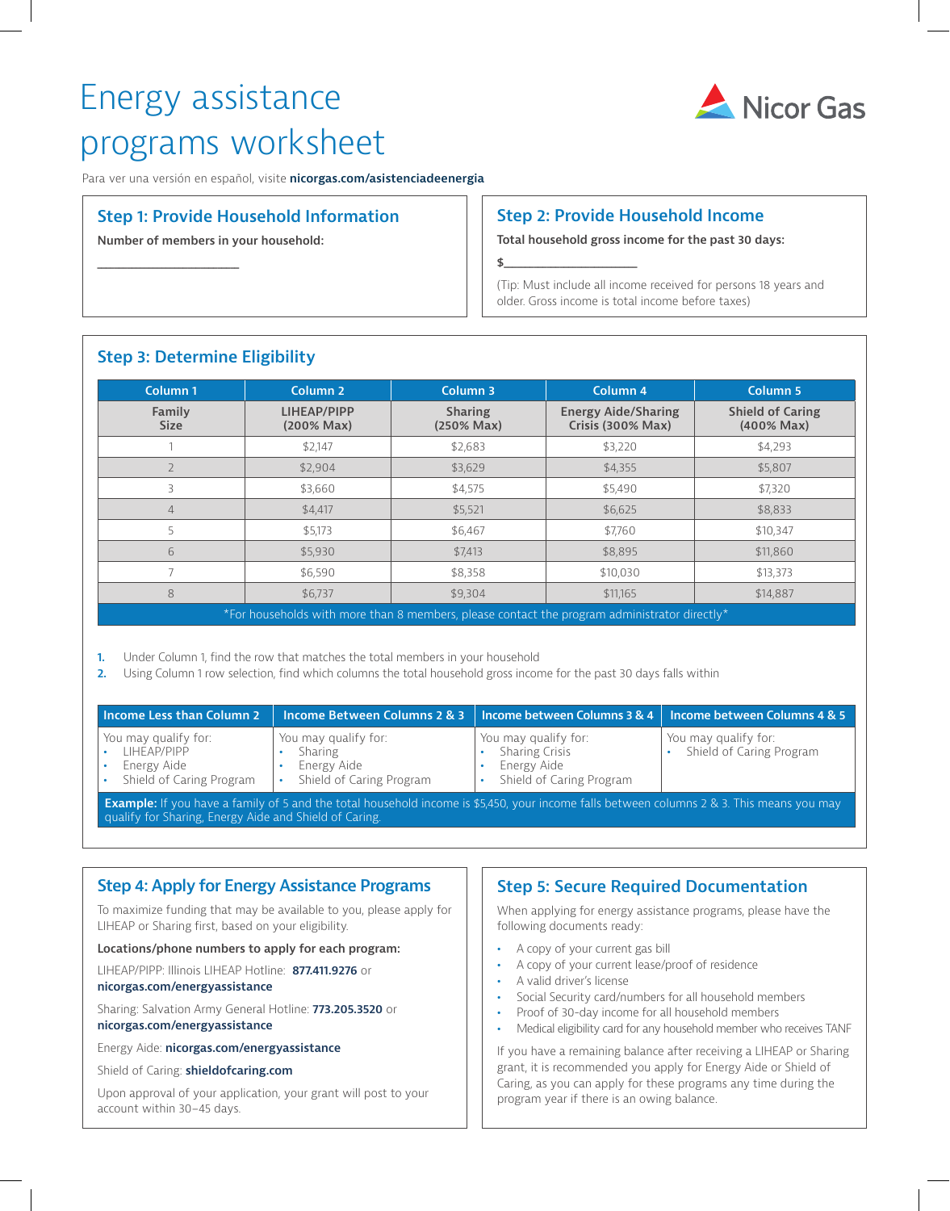# Energy assistance programs worksheet

Nicor Gas

Para ver una versión en español, visite **nicorgas.com/asistenciadeenergia**

## Step 1: Provide Household Information

**Number of members in your household:**

\_\_\_\_\_\_\_\_\_\_\_\_\_\_\_\_\_\_\_\_

## Step 2: Provide Household Income

**Total household gross income for the past 30 days:**

**$**\_\_\_\_\_\_\_\_\_\_\_\_\_\_\_\_\_\_\_\_

(Tip: Must include all income received for persons 18 years and older. Gross income is total income before taxes)

## Step 3: Determine Eligibility

| Column 1 | Column 2 | Column 3 | Column 4 | Column 5 |
|---|---|---|---|---|
| **Family Size** | **LIHEAP/PIPP (200% Max)** | **Sharing (250% Max)** | **Energy Aide/Sharing Crisis (300% Max)** | **Shield of Caring (400% Max)** |
| 1 | $2,147 | $2,683 | $3,220 | $4,293 |
| 2 | $2,904 | $3,629 | $4,355 | $5,807 |
| 3 | $3,660 | $4,575 | $5,490 | $7,320 |
| 4 | $4,417 | $5,521 | $6,625 | $8,833 |
| 5 | $5,173 | $6,467 | $7,760 | $10,347 |
| 6 | $5,930 | $7,413 | $8,895 | $11,860 |
| 7 | $6,590 | $8,358 | $10,030 | $13,373 |
| 8 | $6,737 | $9,304 | $11,165 | $14,887 |

*For households with more than 8 members, please contact the program administrator directly*

1. Under Column 1, find the row that matches the total members in your household
2. Using Column 1 row selection, find which columns the total household gross income for the past 30 days falls within

| Income Less than Column 2 | Income Between Columns 2 & 3 | Income between Columns 3 & 4 | Income between Columns 4 & 5 |
|---|---|---|---|
| You may qualify for:<br>• LIHEAP/PIPP<br>• Energy Aide<br>• Shield of Caring Program | You may qualify for:<br>• Sharing<br>• Energy Aide<br>• Shield of Caring Program | You may qualify for:<br>• Sharing Crisis<br>• Energy Aide<br>• Shield of Caring Program | You may qualify for:<br>• Shield of Caring Program |

**Example:** If you have a family of 5 and the total household income is $5,450, your income falls between columns 2 & 3. This means you may qualify for Sharing, Energy Aide and Shield of Caring.

## Step 4: Apply for Energy Assistance Programs

To maximize funding that may be available to you, please apply for LIHEAP or Sharing first, based on your eligibility.

**Locations/phone numbers to apply for each program:**

LIHEAP/PIPP: Illinois LIHEAP Hotline: **877.411.9276** or **nicorgas.com/energyassistance**

Sharing: Salvation Army General Hotline: **773.205.3520** or **nicorgas.com/energyassistance**

Energy Aide: **nicorgas.com/energyassistance**

Shield of Caring: **shieldofcaring.com**

Upon approval of your application, your grant will post to your account within 30–45 days.

## Step 5: Secure Required Documentation

When applying for energy assistance programs, please have the following documents ready:

- A copy of your current gas bill
- A copy of your current lease/proof of residence
- A valid driver's license
- Social Security card/numbers for all household members
- Proof of 30-day income for all household members
- Medical eligibility card for any household member who receives TANF

If you have a remaining balance after receiving a LIHEAP or Sharing grant, it is recommended you apply for Energy Aide or Shield of Caring, as you can apply for these programs any time during the program year if there is an owing balance.